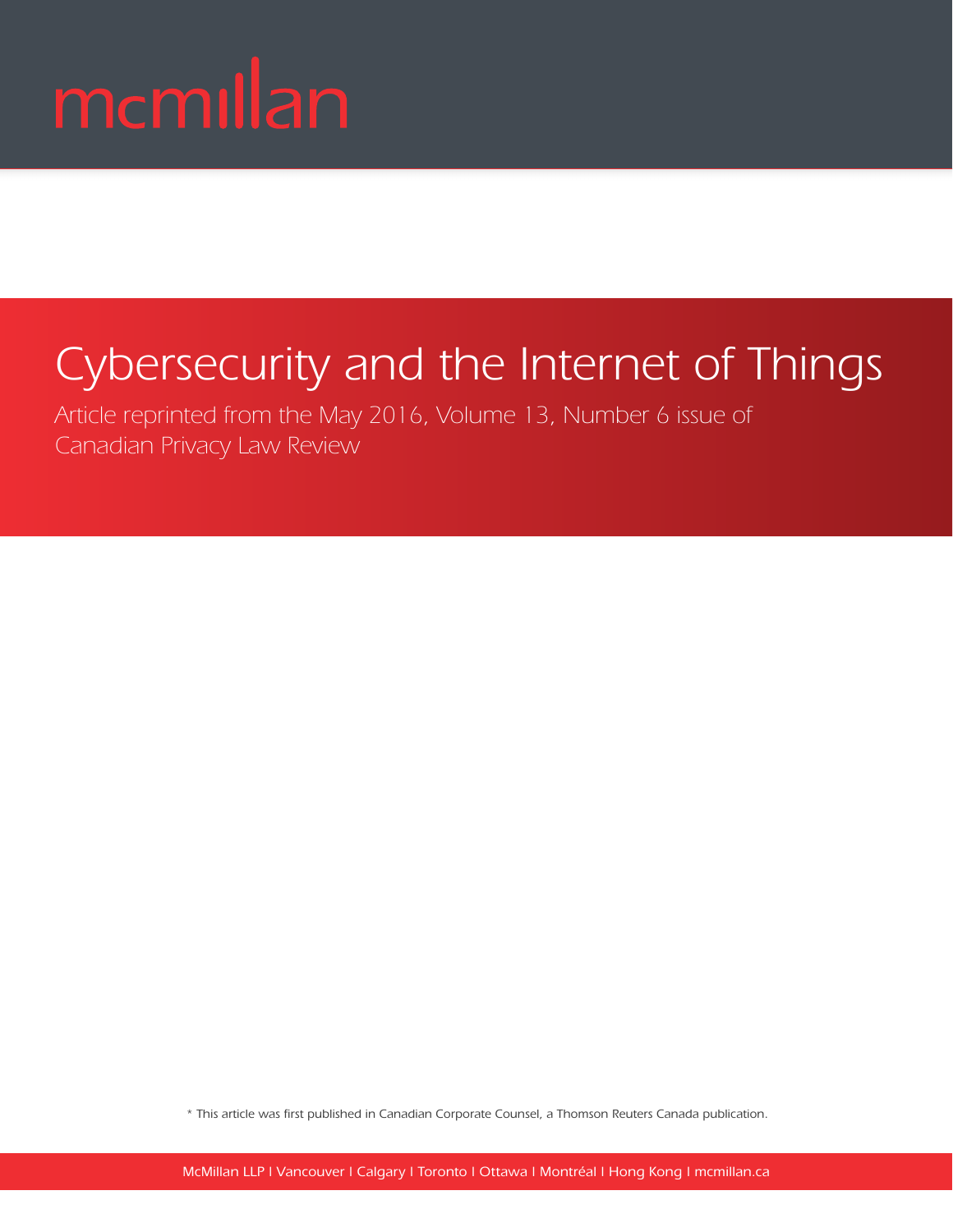mcmillan

# Cybersecurity and the Internet of Things

Article reprinted from the May 2016, Volume 13, Number 6 issue of Canadian Privacy Law Review

* This article was first published in Canadian Corporate Counsel, a Thomson Reuters Canada publication.

McMillan LLP | Vancouver | Calgary | Toronto | Ottawa | Montréal | Hong Kong | mcmillan.ca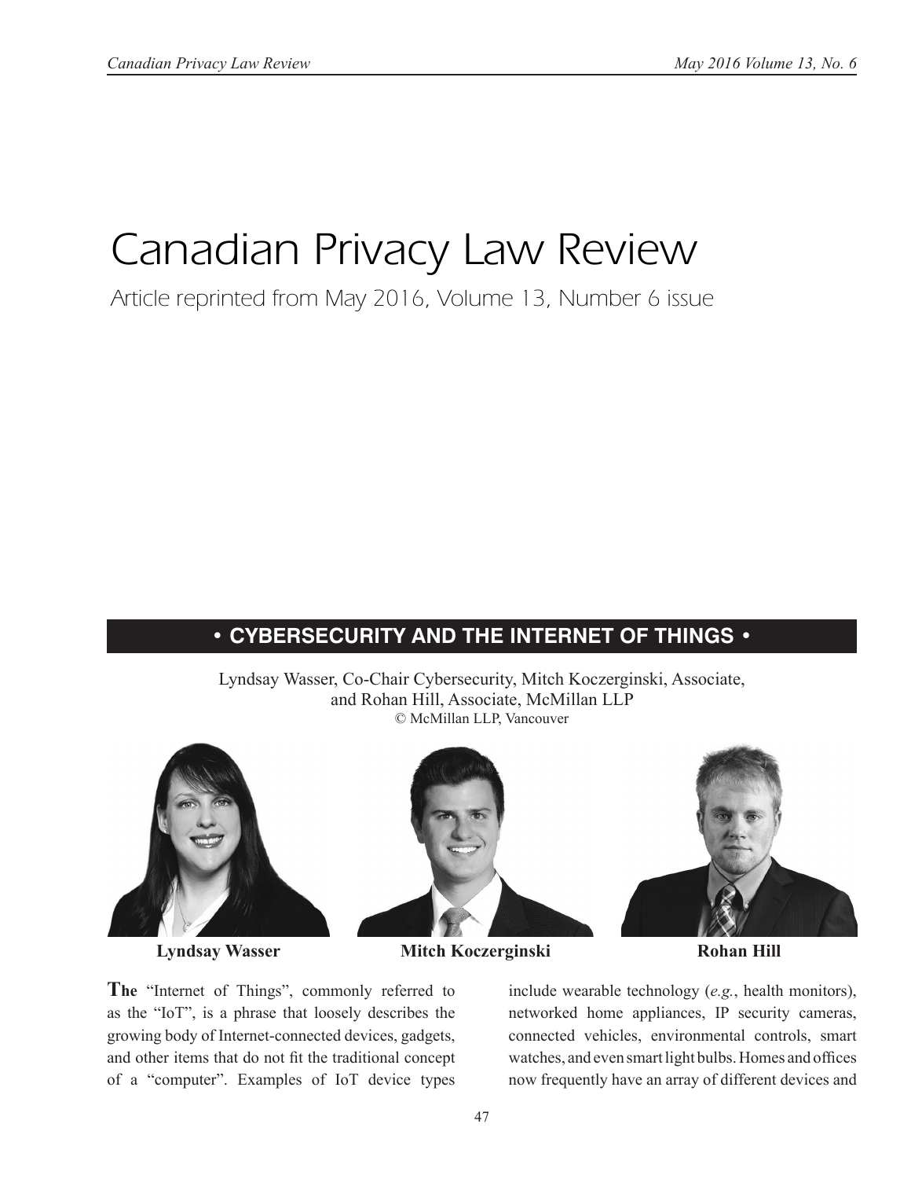# Canadian Privacy Law Review

Article reprinted from May 2016, Volume 13, Number 6 issue

## • CYBERSECURITY AND THE INTERNET OF THINGS •

Lyndsay Wasser, Co-Chair Cybersecurity, Mitch Koczerginski, Associate, and Rohan Hill, Associate, McMillan LLP
© McMillan LLP, Vancouver

**Lyndsay Wasser** **Mitch Koczerginski** **Rohan Hill**

**The** "Internet of Things", commonly referred to as the "IoT", is a phrase that loosely describes the growing body of Internet-connected devices, gadgets, and other items that do not fit the traditional concept of a "computer". Examples of IoT device types include wearable technology (*e.g.*, health monitors), networked home appliances, IP security cameras, connected vehicles, environmental controls, smart watches, and even smart light bulbs. Homes and offices now frequently have an array of different devices and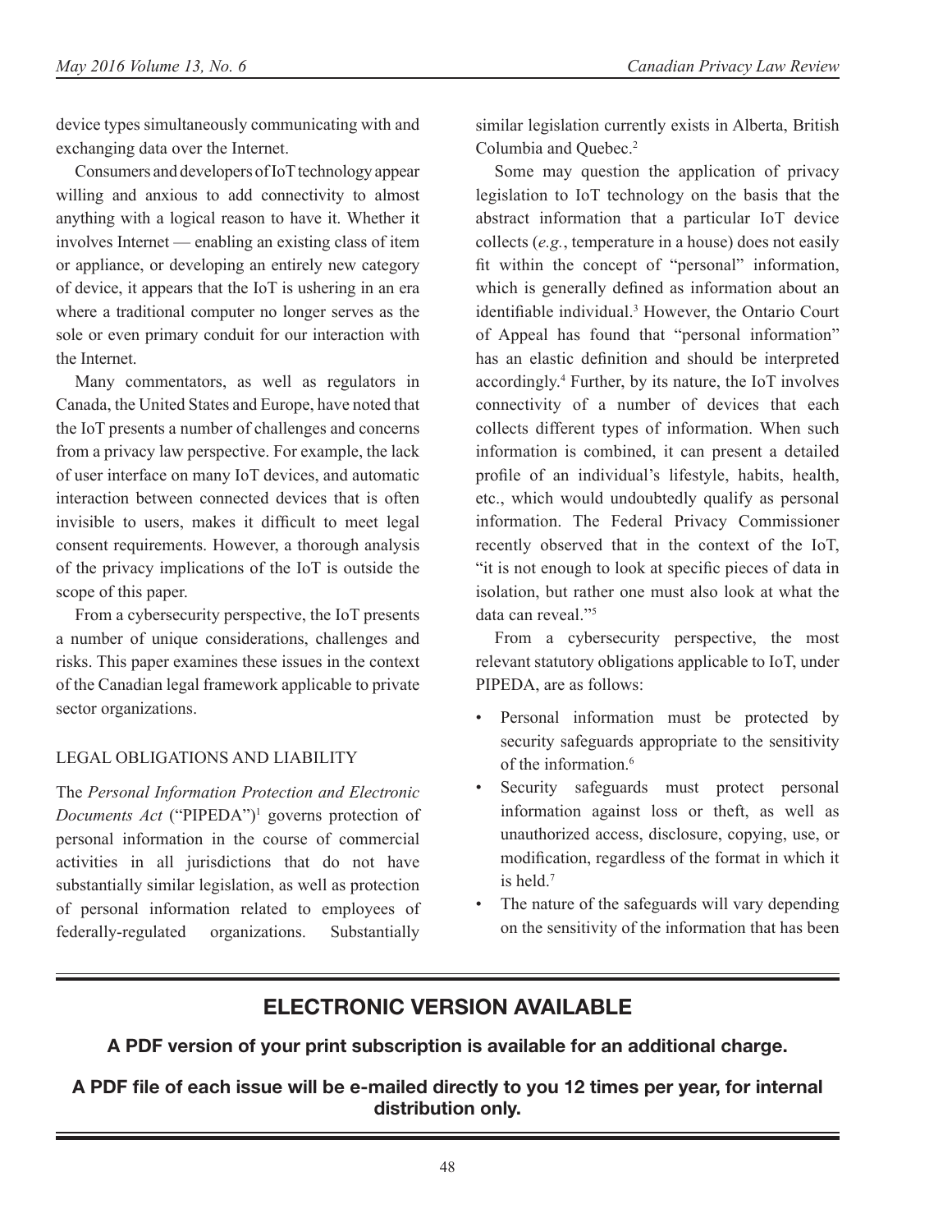device types simultaneously communicating with and exchanging data over the Internet.

Consumers and developers of IoT technology appear willing and anxious to add connectivity to almost anything with a logical reason to have it. Whether it involves Internet — enabling an existing class of item or appliance, or developing an entirely new category of device, it appears that the IoT is ushering in an era where a traditional computer no longer serves as the sole or even primary conduit for our interaction with the Internet.

Many commentators, as well as regulators in Canada, the United States and Europe, have noted that the IoT presents a number of challenges and concerns from a privacy law perspective. For example, the lack of user interface on many IoT devices, and automatic interaction between connected devices that is often invisible to users, makes it difficult to meet legal consent requirements. However, a thorough analysis of the privacy implications of the IoT is outside the scope of this paper.

From a cybersecurity perspective, the IoT presents a number of unique considerations, challenges and risks. This paper examines these issues in the context of the Canadian legal framework applicable to private sector organizations.

## LEGAL OBLIGATIONS AND LIABILITY

The *Personal Information Protection and Electronic Documents Act* ("PIPEDA")[1] governs protection of personal information in the course of commercial activities in all jurisdictions that do not have substantially similar legislation, as well as protection of personal information related to employees of federally-regulated organizations. Substantially similar legislation currently exists in Alberta, British Columbia and Quebec.[2]

Some may question the application of privacy legislation to IoT technology on the basis that the abstract information that a particular IoT device collects (*e.g.*, temperature in a house) does not easily fit within the concept of "personal" information, which is generally defined as information about an identifiable individual.[3] However, the Ontario Court of Appeal has found that "personal information" has an elastic definition and should be interpreted accordingly.[4] Further, by its nature, the IoT involves connectivity of a number of devices that each collects different types of information. When such information is combined, it can present a detailed profile of an individual's lifestyle, habits, health, etc., which would undoubtedly qualify as personal information. The Federal Privacy Commissioner recently observed that in the context of the IoT, "it is not enough to look at specific pieces of data in isolation, but rather one must also look at what the data can reveal."[5]

From a cybersecurity perspective, the most relevant statutory obligations applicable to IoT, under PIPEDA, are as follows:

- Personal information must be protected by security safeguards appropriate to the sensitivity of the information.[6]
- Security safeguards must protect personal information against loss or theft, as well as unauthorized access, disclosure, copying, use, or modification, regardless of the format in which it is held.[7]
- The nature of the safeguards will vary depending on the sensitivity of the information that has been

---

## ELECTRONIC VERSION AVAILABLE

**A PDF version of your print subscription is available for an additional charge.**

**A PDF file of each issue will be e-mailed directly to you 12 times per year, for internal distribution only.**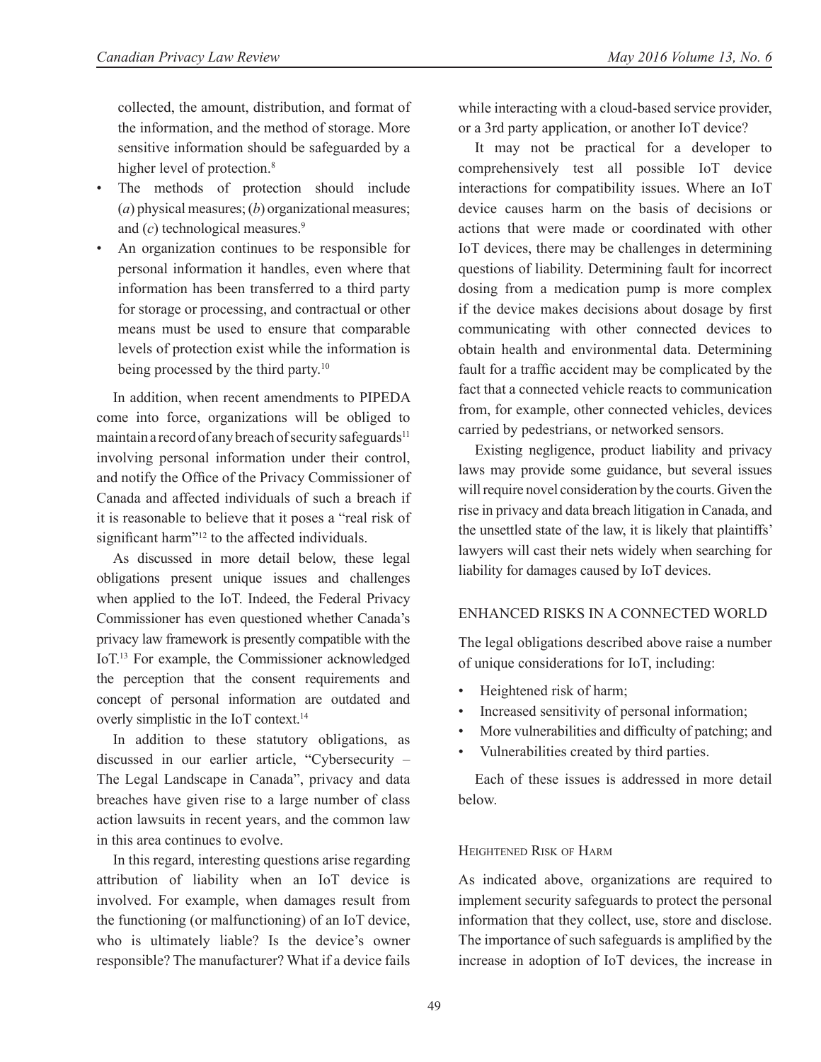collected, the amount, distribution, and format of the information, and the method of storage. More sensitive information should be safeguarded by a higher level of protection.[8]

- The methods of protection should include (*a*) physical measures; (*b*) organizational measures; and (*c*) technological measures.[9]
- An organization continues to be responsible for personal information it handles, even where that information has been transferred to a third party for storage or processing, and contractual or other means must be used to ensure that comparable levels of protection exist while the information is being processed by the third party.[10]

In addition, when recent amendments to PIPEDA come into force, organizations will be obliged to maintain a record of any breach of security safeguards[11] involving personal information under their control, and notify the Office of the Privacy Commissioner of Canada and affected individuals of such a breach if it is reasonable to believe that it poses a "real risk of significant harm"[12] to the affected individuals.

As discussed in more detail below, these legal obligations present unique issues and challenges when applied to the IoT. Indeed, the Federal Privacy Commissioner has even questioned whether Canada's privacy law framework is presently compatible with the IoT.[13] For example, the Commissioner acknowledged the perception that the consent requirements and concept of personal information are outdated and overly simplistic in the IoT context.[14]

In addition to these statutory obligations, as discussed in our earlier article, "Cybersecurity – The Legal Landscape in Canada", privacy and data breaches have given rise to a large number of class action lawsuits in recent years, and the common law in this area continues to evolve.

In this regard, interesting questions arise regarding attribution of liability when an IoT device is involved. For example, when damages result from the functioning (or malfunctioning) of an IoT device, who is ultimately liable? Is the device's owner responsible? The manufacturer? What if a device fails while interacting with a cloud-based service provider, or a 3rd party application, or another IoT device?

It may not be practical for a developer to comprehensively test all possible IoT device interactions for compatibility issues. Where an IoT device causes harm on the basis of decisions or actions that were made or coordinated with other IoT devices, there may be challenges in determining questions of liability. Determining fault for incorrect dosing from a medication pump is more complex if the device makes decisions about dosage by first communicating with other connected devices to obtain health and environmental data. Determining fault for a traffic accident may be complicated by the fact that a connected vehicle reacts to communication from, for example, other connected vehicles, devices carried by pedestrians, or networked sensors.

Existing negligence, product liability and privacy laws may provide some guidance, but several issues will require novel consideration by the courts. Given the rise in privacy and data breach litigation in Canada, and the unsettled state of the law, it is likely that plaintiffs' lawyers will cast their nets widely when searching for liability for damages caused by IoT devices.

## ENHANCED RISKS IN A CONNECTED WORLD

The legal obligations described above raise a number of unique considerations for IoT, including:

- Heightened risk of harm;
- Increased sensitivity of personal information;
- More vulnerabilities and difficulty of patching; and
- Vulnerabilities created by third parties.

Each of these issues is addressed in more detail below.

### Heightened Risk of Harm

As indicated above, organizations are required to implement security safeguards to protect the personal information that they collect, use, store and disclose. The importance of such safeguards is amplified by the increase in adoption of IoT devices, the increase in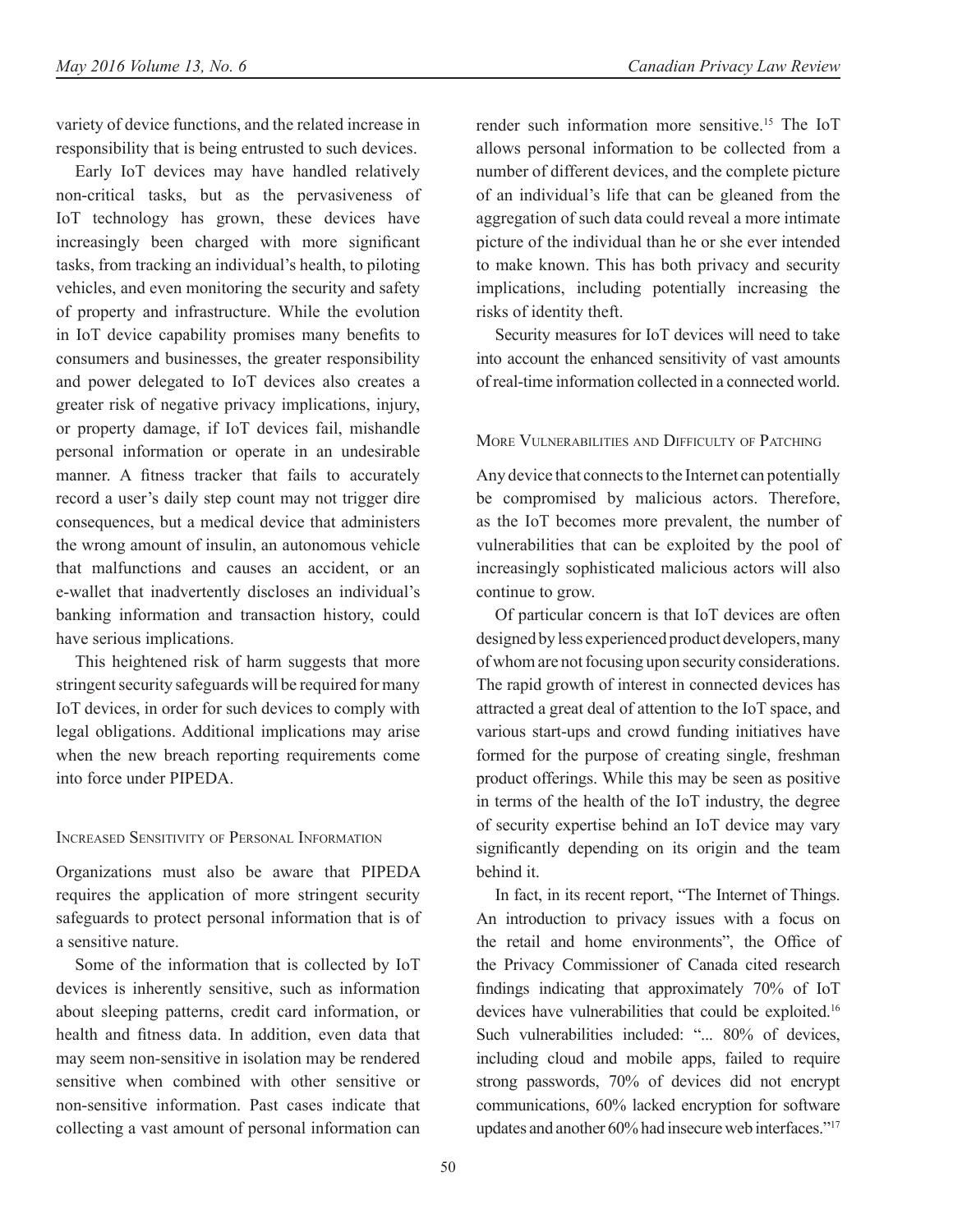variety of device functions, and the related increase in responsibility that is being entrusted to such devices.

Early IoT devices may have handled relatively non-critical tasks, but as the pervasiveness of IoT technology has grown, these devices have increasingly been charged with more significant tasks, from tracking an individual's health, to piloting vehicles, and even monitoring the security and safety of property and infrastructure. While the evolution in IoT device capability promises many benefits to consumers and businesses, the greater responsibility and power delegated to IoT devices also creates a greater risk of negative privacy implications, injury, or property damage, if IoT devices fail, mishandle personal information or operate in an undesirable manner. A fitness tracker that fails to accurately record a user's daily step count may not trigger dire consequences, but a medical device that administers the wrong amount of insulin, an autonomous vehicle that malfunctions and causes an accident, or an e-wallet that inadvertently discloses an individual's banking information and transaction history, could have serious implications.

This heightened risk of harm suggests that more stringent security safeguards will be required for many IoT devices, in order for such devices to comply with legal obligations. Additional implications may arise when the new breach reporting requirements come into force under PIPEDA.

### Increased Sensitivity of Personal Information

Organizations must also be aware that PIPEDA requires the application of more stringent security safeguards to protect personal information that is of a sensitive nature.

Some of the information that is collected by IoT devices is inherently sensitive, such as information about sleeping patterns, credit card information, or health and fitness data. In addition, even data that may seem non-sensitive in isolation may be rendered sensitive when combined with other sensitive or non-sensitive information. Past cases indicate that collecting a vast amount of personal information can render such information more sensitive.[15] The IoT allows personal information to be collected from a number of different devices, and the complete picture of an individual's life that can be gleaned from the aggregation of such data could reveal a more intimate picture of the individual than he or she ever intended to make known. This has both privacy and security implications, including potentially increasing the risks of identity theft.

Security measures for IoT devices will need to take into account the enhanced sensitivity of vast amounts of real-time information collected in a connected world.

### More Vulnerabilities and Difficulty of Patching

Any device that connects to the Internet can potentially be compromised by malicious actors. Therefore, as the IoT becomes more prevalent, the number of vulnerabilities that can be exploited by the pool of increasingly sophisticated malicious actors will also continue to grow.

Of particular concern is that IoT devices are often designed by less experienced product developers, many of whom are not focusing upon security considerations. The rapid growth of interest in connected devices has attracted a great deal of attention to the IoT space, and various start-ups and crowd funding initiatives have formed for the purpose of creating single, freshman product offerings. While this may be seen as positive in terms of the health of the IoT industry, the degree of security expertise behind an IoT device may vary significantly depending on its origin and the team behind it.

In fact, in its recent report, "The Internet of Things. An introduction to privacy issues with a focus on the retail and home environments", the Office of the Privacy Commissioner of Canada cited research findings indicating that approximately 70% of IoT devices have vulnerabilities that could be exploited.[16] Such vulnerabilities included: "... 80% of devices, including cloud and mobile apps, failed to require strong passwords, 70% of devices did not encrypt communications, 60% lacked encryption for software updates and another 60% had insecure web interfaces."[17]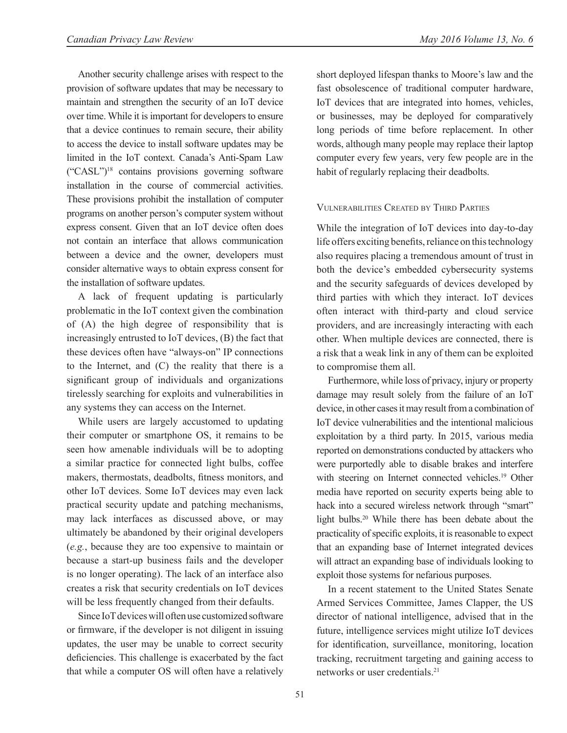Another security challenge arises with respect to the provision of software updates that may be necessary to maintain and strengthen the security of an IoT device over time. While it is important for developers to ensure that a device continues to remain secure, their ability to access the device to install software updates may be limited in the IoT context. Canada's Anti-Spam Law ("CASL")[18] contains provisions governing software installation in the course of commercial activities. These provisions prohibit the installation of computer programs on another person's computer system without express consent. Given that an IoT device often does not contain an interface that allows communication between a device and the owner, developers must consider alternative ways to obtain express consent for the installation of software updates.

A lack of frequent updating is particularly problematic in the IoT context given the combination of (A) the high degree of responsibility that is increasingly entrusted to IoT devices, (B) the fact that these devices often have "always-on" IP connections to the Internet, and (C) the reality that there is a significant group of individuals and organizations tirelessly searching for exploits and vulnerabilities in any systems they can access on the Internet.

While users are largely accustomed to updating their computer or smartphone OS, it remains to be seen how amenable individuals will be to adopting a similar practice for connected light bulbs, coffee makers, thermostats, deadbolts, fitness monitors, and other IoT devices. Some IoT devices may even lack practical security update and patching mechanisms, may lack interfaces as discussed above, or may ultimately be abandoned by their original developers (*e.g.*, because they are too expensive to maintain or because a start-up business fails and the developer is no longer operating). The lack of an interface also creates a risk that security credentials on IoT devices will be less frequently changed from their defaults.

Since IoT devices will often use customized software or firmware, if the developer is not diligent in issuing updates, the user may be unable to correct security deficiencies. This challenge is exacerbated by the fact that while a computer OS will often have a relatively short deployed lifespan thanks to Moore's law and the fast obsolescence of traditional computer hardware, IoT devices that are integrated into homes, vehicles, or businesses, may be deployed for comparatively long periods of time before replacement. In other words, although many people may replace their laptop computer every few years, very few people are in the habit of regularly replacing their deadbolts.

### Vulnerabilities Created by Third Parties

While the integration of IoT devices into day-to-day life offers exciting benefits, reliance on this technology also requires placing a tremendous amount of trust in both the device's embedded cybersecurity systems and the security safeguards of devices developed by third parties with which they interact. IoT devices often interact with third-party and cloud service providers, and are increasingly interacting with each other. When multiple devices are connected, there is a risk that a weak link in any of them can be exploited to compromise them all.

Furthermore, while loss of privacy, injury or property damage may result solely from the failure of an IoT device, in other cases it may result from a combination of IoT device vulnerabilities and the intentional malicious exploitation by a third party. In 2015, various media reported on demonstrations conducted by attackers who were purportedly able to disable brakes and interfere with steering on Internet connected vehicles.[19] Other media have reported on security experts being able to hack into a secured wireless network through "smart" light bulbs.[20] While there has been debate about the practicality of specific exploits, it is reasonable to expect that an expanding base of Internet integrated devices will attract an expanding base of individuals looking to exploit those systems for nefarious purposes.

In a recent statement to the United States Senate Armed Services Committee, James Clapper, the US director of national intelligence, advised that in the future, intelligence services might utilize IoT devices for identification, surveillance, monitoring, location tracking, recruitment targeting and gaining access to networks or user credentials.[21]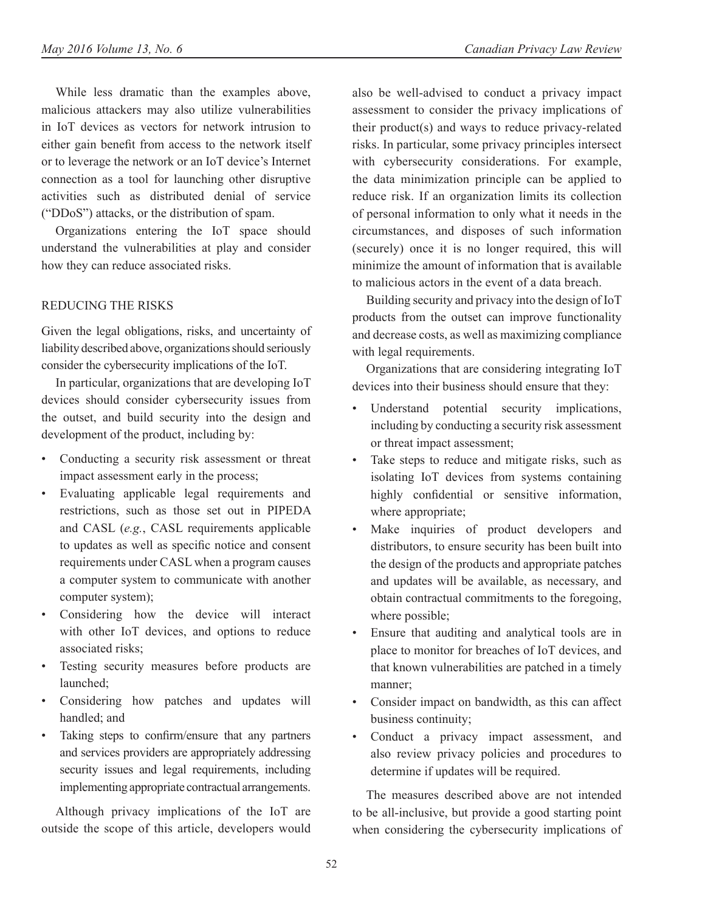While less dramatic than the examples above, malicious attackers may also utilize vulnerabilities in IoT devices as vectors for network intrusion to either gain benefit from access to the network itself or to leverage the network or an IoT device's Internet connection as a tool for launching other disruptive activities such as distributed denial of service ("DDoS") attacks, or the distribution of spam.

Organizations entering the IoT space should understand the vulnerabilities at play and consider how they can reduce associated risks.

## REDUCING THE RISKS

Given the legal obligations, risks, and uncertainty of liability described above, organizations should seriously consider the cybersecurity implications of the IoT.

In particular, organizations that are developing IoT devices should consider cybersecurity issues from the outset, and build security into the design and development of the product, including by:

- Conducting a security risk assessment or threat impact assessment early in the process;
- Evaluating applicable legal requirements and restrictions, such as those set out in PIPEDA and CASL (*e.g.*, CASL requirements applicable to updates as well as specific notice and consent requirements under CASL when a program causes a computer system to communicate with another computer system);
- Considering how the device will interact with other IoT devices, and options to reduce associated risks;
- Testing security measures before products are launched;
- Considering how patches and updates will handled; and
- Taking steps to confirm/ensure that any partners and services providers are appropriately addressing security issues and legal requirements, including implementing appropriate contractual arrangements.

Although privacy implications of the IoT are outside the scope of this article, developers would also be well-advised to conduct a privacy impact assessment to consider the privacy implications of their product(s) and ways to reduce privacy-related risks. In particular, some privacy principles intersect with cybersecurity considerations. For example, the data minimization principle can be applied to reduce risk. If an organization limits its collection of personal information to only what it needs in the circumstances, and disposes of such information (securely) once it is no longer required, this will minimize the amount of information that is available to malicious actors in the event of a data breach.

Building security and privacy into the design of IoT products from the outset can improve functionality and decrease costs, as well as maximizing compliance with legal requirements.

Organizations that are considering integrating IoT devices into their business should ensure that they:

- Understand potential security implications, including by conducting a security risk assessment or threat impact assessment;
- Take steps to reduce and mitigate risks, such as isolating IoT devices from systems containing highly confidential or sensitive information, where appropriate;
- Make inquiries of product developers and distributors, to ensure security has been built into the design of the products and appropriate patches and updates will be available, as necessary, and obtain contractual commitments to the foregoing, where possible;
- Ensure that auditing and analytical tools are in place to monitor for breaches of IoT devices, and that known vulnerabilities are patched in a timely manner;
- Consider impact on bandwidth, as this can affect business continuity;
- Conduct a privacy impact assessment, and also review privacy policies and procedures to determine if updates will be required.

The measures described above are not intended to be all-inclusive, but provide a good starting point when considering the cybersecurity implications of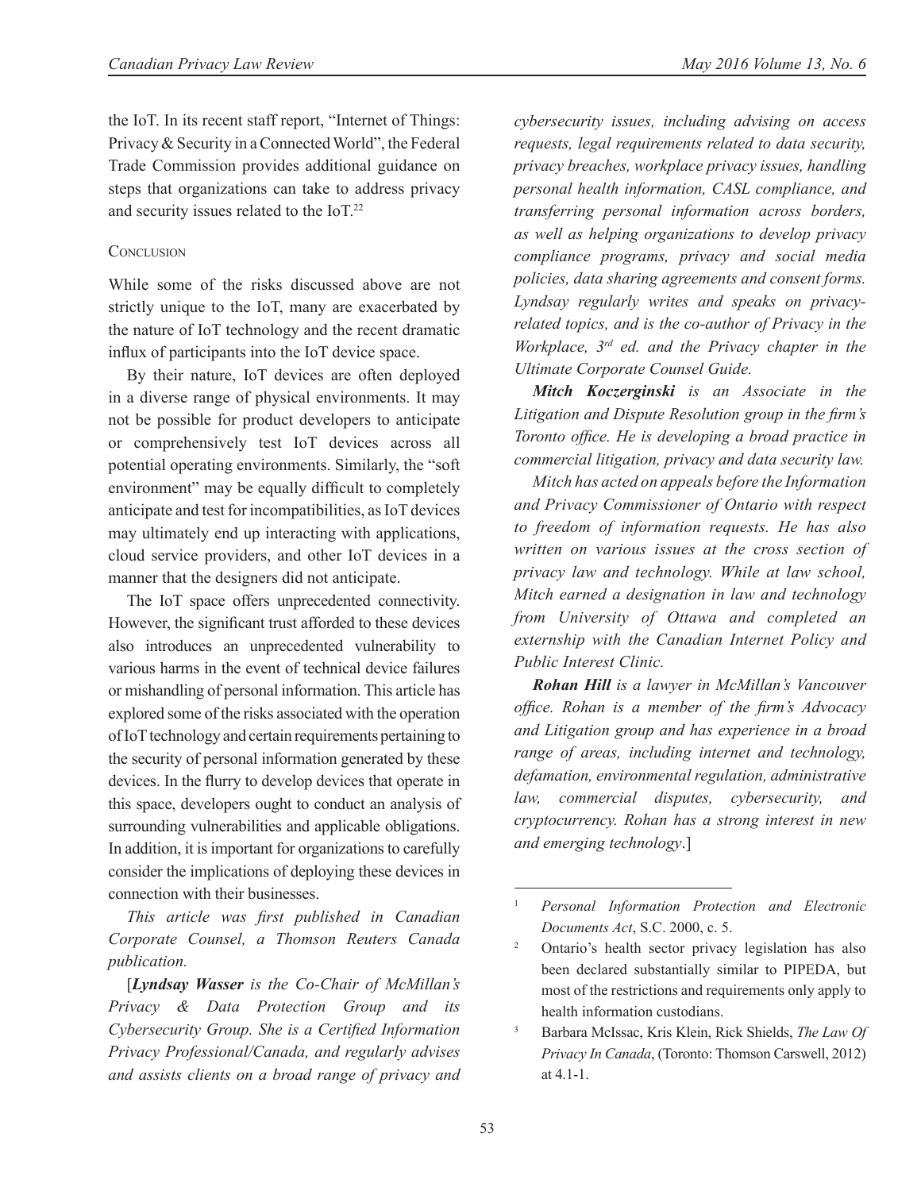the IoT. In its recent staff report, "Internet of Things: Privacy & Security in a Connected World", the Federal Trade Commission provides additional guidance on steps that organizations can take to address privacy and security issues related to the IoT.[22]

### Conclusion

While some of the risks discussed above are not strictly unique to the IoT, many are exacerbated by the nature of IoT technology and the recent dramatic influx of participants into the IoT device space.

By their nature, IoT devices are often deployed in a diverse range of physical environments. It may not be possible for product developers to anticipate or comprehensively test IoT devices across all potential operating environments. Similarly, the "soft environment" may be equally difficult to completely anticipate and test for incompatibilities, as IoT devices may ultimately end up interacting with applications, cloud service providers, and other IoT devices in a manner that the designers did not anticipate.

The IoT space offers unprecedented connectivity. However, the significant trust afforded to these devices also introduces an unprecedented vulnerability to various harms in the event of technical device failures or mishandling of personal information. This article has explored some of the risks associated with the operation of IoT technology and certain requirements pertaining to the security of personal information generated by these devices. In the flurry to develop devices that operate in this space, developers ought to conduct an analysis of surrounding vulnerabilities and applicable obligations. In addition, it is important for organizations to carefully consider the implications of deploying these devices in connection with their businesses.

*This article was first published in Canadian Corporate Counsel, a Thomson Reuters Canada publication.*

[***Lyndsay Wasser*** *is the Co-Chair of McMillan's Privacy & Data Protection Group and its Cybersecurity Group. She is a Certified Information Privacy Professional/Canada, and regularly advises and assists clients on a broad range of privacy and cybersecurity issues, including advising on access requests, legal requirements related to data security, privacy breaches, workplace privacy issues, handling personal health information, CASL compliance, and transferring personal information across borders, as well as helping organizations to develop privacy compliance programs, privacy and social media policies, data sharing agreements and consent forms. Lyndsay regularly writes and speaks on privacy-related topics, and is the co-author of Privacy in the Workplace, 3rd ed. and the Privacy chapter in the Ultimate Corporate Counsel Guide.*

***Mitch Koczerginski*** *is an Associate in the Litigation and Dispute Resolution group in the firm's Toronto office. He is developing a broad practice in commercial litigation, privacy and data security law.*

*Mitch has acted on appeals before the Information and Privacy Commissioner of Ontario with respect to freedom of information requests. He has also written on various issues at the cross section of privacy law and technology. While at law school, Mitch earned a designation in law and technology from University of Ottawa and completed an externship with the Canadian Internet Policy and Public Interest Clinic.*

***Rohan Hill*** *is a lawyer in McMillan's Vancouver office. Rohan is a member of the firm's Advocacy and Litigation group and has experience in a broad range of areas, including internet and technology, defamation, environmental regulation, administrative law, commercial disputes, cybersecurity, and cryptocurrency. Rohan has a strong interest in new and emerging technology*.]

---

[1] *Personal Information Protection and Electronic Documents Act*, S.C. 2000, c. 5.

[2] Ontario's health sector privacy legislation has also been declared substantially similar to PIPEDA, but most of the restrictions and requirements only apply to health information custodians.

[3] Barbara McIssac, Kris Klein, Rick Shields, *The Law Of Privacy In Canada*, (Toronto: Thomson Carswell, 2012) at 4.1-1.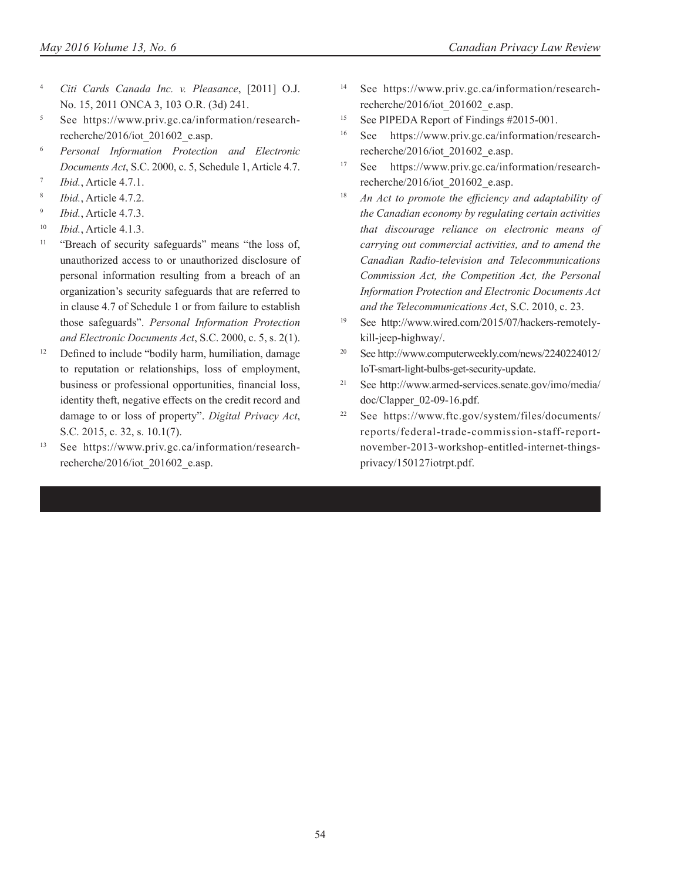4. *Citi Cards Canada Inc. v. Pleasance*, [2011] O.J. No. 15, 2011 ONCA 3, 103 O.R. (3d) 241.
5. See https://www.priv.gc.ca/information/research-recherche/2016/iot_201602_e.asp.
6. *Personal Information Protection and Electronic Documents Act*, S.C. 2000, c. 5, Schedule 1, Article 4.7.
7. *Ibid.*, Article 4.7.1.
8. *Ibid.*, Article 4.7.2.
9. *Ibid.*, Article 4.7.3.
10. *Ibid.*, Article 4.1.3.
11. "Breach of security safeguards" means "the loss of, unauthorized access to or unauthorized disclosure of personal information resulting from a breach of an organization's security safeguards that are referred to in clause 4.7 of Schedule 1 or from failure to establish those safeguards". *Personal Information Protection and Electronic Documents Act*, S.C. 2000, c. 5, s. 2(1).
12. Defined to include "bodily harm, humiliation, damage to reputation or relationships, loss of employment, business or professional opportunities, financial loss, identity theft, negative effects on the credit record and damage to or loss of property". *Digital Privacy Act*, S.C. 2015, c. 32, s. 10.1(7).
13. See https://www.priv.gc.ca/information/research-recherche/2016/iot_201602_e.asp.
14. See https://www.priv.gc.ca/information/research-recherche/2016/iot_201602_e.asp.
15. See PIPEDA Report of Findings #2015-001.
16. See https://www.priv.gc.ca/information/research-recherche/2016/iot_201602_e.asp.
17. See https://www.priv.gc.ca/information/research-recherche/2016/iot_201602_e.asp.
18. *An Act to promote the efficiency and adaptability of the Canadian economy by regulating certain activities that discourage reliance on electronic means of carrying out commercial activities, and to amend the Canadian Radio-television and Telecommunications Commission Act, the Competition Act, the Personal Information Protection and Electronic Documents Act and the Telecommunications Act*, S.C. 2010, c. 23.
19. See http://www.wired.com/2015/07/hackers-remotely-kill-jeep-highway/.
20. See http://www.computerweekly.com/news/2240224012/IoT-smart-light-bulbs-get-security-update.
21. See http://www.armed-services.senate.gov/imo/media/doc/Clapper_02-09-16.pdf.
22. See https://www.ftc.gov/system/files/documents/reports/federal-trade-commission-staff-report-november-2013-workshop-entitled-internet-things-privacy/150127iotrpt.pdf.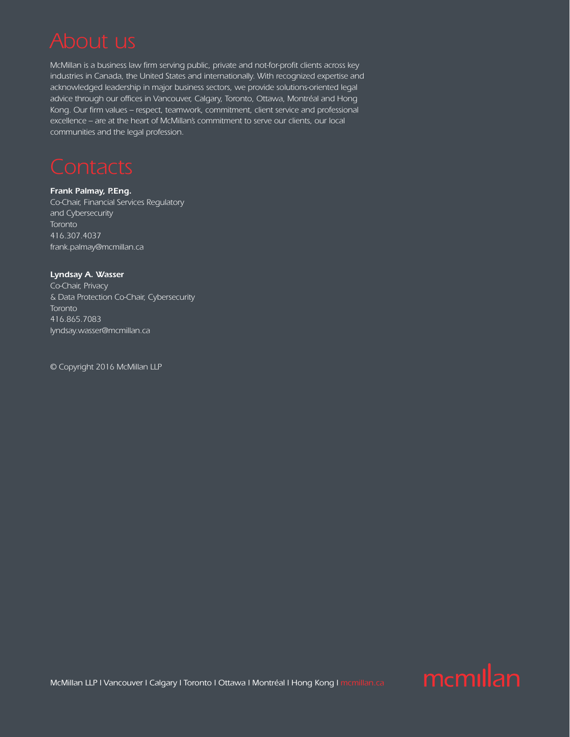# About us

McMillan is a business law firm serving public, private and not-for-profit clients across key industries in Canada, the United States and internationally. With recognized expertise and acknowledged leadership in major business sectors, we provide solutions-oriented legal advice through our offices in Vancouver, Calgary, Toronto, Ottawa, Montréal and Hong Kong. Our firm values – respect, teamwork, commitment, client service and professional excellence – are at the heart of McMillan's commitment to serve our clients, our local communities and the legal profession.

# Contacts

**Frank Palmay, P.Eng.**
Co-Chair, Financial Services Regulatory and Cybersecurity
Toronto
416.307.4037
frank.palmay@mcmillan.ca

**Lyndsay A. Wasser**
Co-Chair, Privacy & Data Protection Co-Chair, Cybersecurity
Toronto
416.865.7083
lyndsay.wasser@mcmillan.ca

© Copyright 2016 McMillan LLP

McMillan LLP | Vancouver | Calgary | Toronto | Ottawa | Montréal | Hong Kong | mcmillan.ca

mcmillan